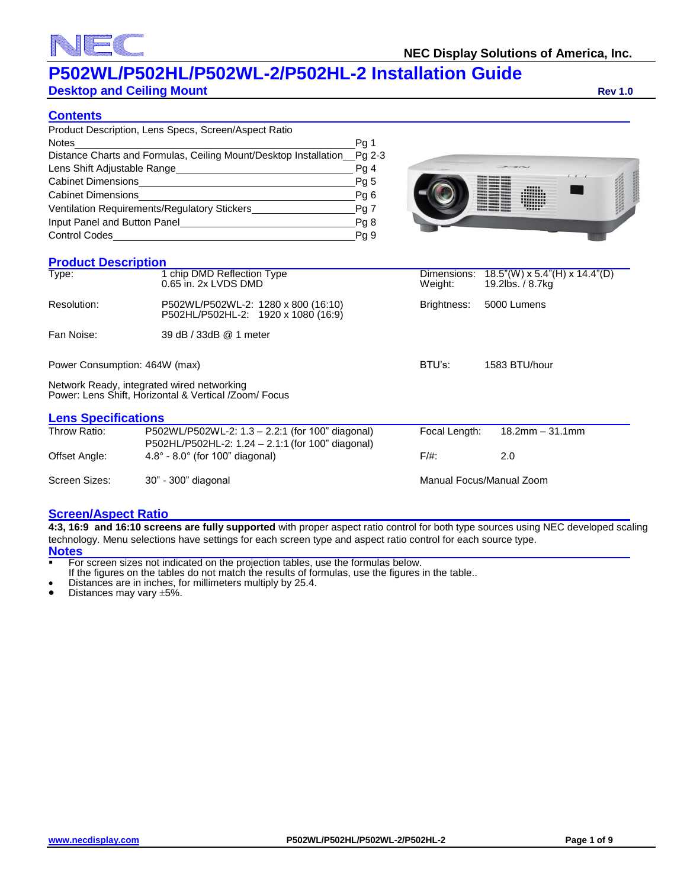# P502WL/P502HL/P502WL-2/P502HL-2 Installation Guide

**Desktop and Ceiling Mount** **Rev 1.0**

## Contents

| | |
|---|---|
| Product Description, Lens Specs, Screen/Aspect Ratio Notes | Pg 1 |
| Distance Charts and Formulas, Ceiling Mount/Desktop Installation | Pg 2-3 |
| Lens Shift Adjustable Range | Pg 4 |
| Cabinet Dimensions | Pg 5 |
| Cabinet Dimensions | Pg 6 |
| Ventilation Requirements/Regulatory Stickers | Pg 7 |
| Input Panel and Button Panel | Pg 8 |
| Control Codes | Pg 9 |

## Product Description

| | | | |
|---|---|---|---|
| Type: | 1 chip DMD Reflection Type<br>0.65 in. 2x LVDS DMD | Dimensions:<br>Weight: | 18.5"(W) x 5.4"(H) x 14.4"(D)<br>19.2lbs. / 8.7kg |
| Resolution: | P502WL/P502WL-2: 1280 x 800 (16:10)<br>P502HL/P502HL-2: 1920 x 1080 (16:9) | Brightness: | 5000 Lumens |
| Fan Noise: | 39 dB / 33dB @ 1 meter | | |
| Power Consumption: 464W (max) | | BTU's: | 1583 BTU/hour |

Network Ready, integrated wired networking
Power: Lens Shift, Horizontal & Vertical /Zoom/ Focus

## Lens Specifications

| | | | |
|---|---|---|---|
| Throw Ratio: | P502WL/P502WL-2: 1.3 – 2.2:1 (for 100" diagonal)<br>P502HL/P502HL-2: 1.24 – 2.1:1 (for 100" diagonal) | Focal Length: | 18.2mm – 31.1mm |
| Offset Angle: | 4.8° - 8.0° (for 100" diagonal) | F/#: | 2.0 |
| Screen Sizes: | 30" - 300" diagonal | Manual Focus/Manual Zoom | |

## Screen/Aspect Ratio

**4:3, 16:9 and 16:10 screens are fully supported** with proper aspect ratio control for both type sources using NEC developed scaling technology. Menu selections have settings for each screen type and aspect ratio control for each source type.

## Notes

- For screen sizes not indicated on the projection tables, use the formulas below.
  If the figures on the tables do not match the results of formulas, use the figures in the table..
- Distances are in inches, for millimeters multiply by 25.4.
- Distances may vary ±5%.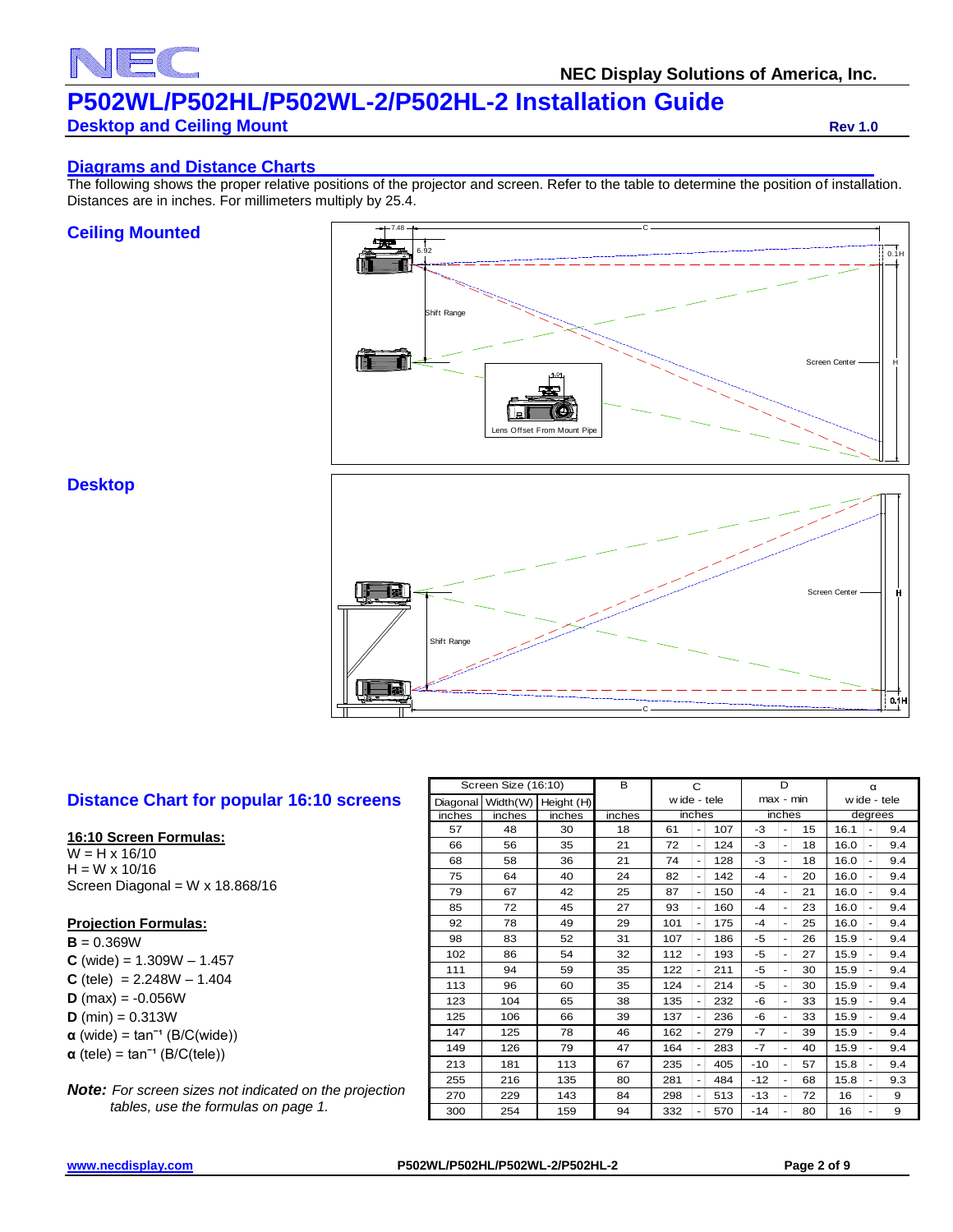# P502WL/P502HL/P502WL-2/P502HL-2 Installation Guide

**Desktop and Ceiling Mount**

**Rev 1.0**

## Diagrams and Distance Charts

The following shows the proper relative positions of the projector and screen. Refer to the table to determine the position of installation. Distances are in inches. For millimeters multiply by 25.4.

### Ceiling Mounted

### Desktop

## Distance Chart for popular 16:10 screens

**16:10 Screen Formulas:**

W = H x 16/10
H = W x 10/16
Screen Diagonal = W x 18.868/16

**Projection Formulas:**

**B** = 0.369W
**C** (wide) = 1.309W – 1.457
**C** (tele) = 2.248W – 1.404
**D** (max) = -0.056W
**D** (min) = 0.313W
**α** (wide) = $\tan^{-1}$ (B/C(wide))
**α** (tele) = $\tan^{-1}$ (B/C(tele))

***Note:*** *For screen sizes not indicated on the projection tables, use the formulas on page 1.*

| Screen Size (16:10) | | | B | C | D | α |
|---|---|---|---|---|---|---|
| Diagonal | Width(W) | Height (H) | | wide - tele | max - min | wide - tele |
| inches | inches | inches | inches | inches | inches | degrees |
| 57 | 48 | 30 | 18 | 61 - 107 | -3 - 15 | 16.1 - 9.4 |
| 66 | 56 | 35 | 21 | 72 - 124 | -3 - 18 | 16.0 - 9.4 |
| 68 | 58 | 36 | 21 | 74 - 128 | -3 - 18 | 16.0 - 9.4 |
| 75 | 64 | 40 | 24 | 82 - 142 | -4 - 20 | 16.0 - 9.4 |
| 79 | 67 | 42 | 25 | 87 - 150 | -4 - 21 | 16.0 - 9.4 |
| 85 | 72 | 45 | 27 | 93 - 160 | -4 - 23 | 16.0 - 9.4 |
| 92 | 78 | 49 | 29 | 101 - 175 | -4 - 25 | 16.0 - 9.4 |
| 98 | 83 | 52 | 31 | 107 - 186 | -5 - 26 | 15.9 - 9.4 |
| 102 | 86 | 54 | 32 | 112 - 193 | -5 - 27 | 15.9 - 9.4 |
| 111 | 94 | 59 | 35 | 122 - 211 | -5 - 30 | 15.9 - 9.4 |
| 113 | 96 | 60 | 35 | 124 - 214 | -5 - 30 | 15.9 - 9.4 |
| 123 | 104 | 65 | 38 | 135 - 232 | -6 - 33 | 15.9 - 9.4 |
| 125 | 106 | 66 | 39 | 137 - 236 | -6 - 33 | 15.9 - 9.4 |
| 147 | 125 | 78 | 46 | 162 - 279 | -7 - 39 | 15.9 - 9.4 |
| 149 | 126 | 79 | 47 | 164 - 283 | -7 - 40 | 15.9 - 9.4 |
| 213 | 181 | 113 | 67 | 235 - 405 | -10 - 57 | 15.8 - 9.4 |
| 255 | 216 | 135 | 80 | 281 - 484 | -12 - 68 | 15.8 - 9.3 |
| 270 | 229 | 143 | 84 | 298 - 513 | -13 - 72 | 16 - 9 |
| 300 | 254 | 159 | 94 | 332 - 570 | -14 - 80 | 16 - 9 |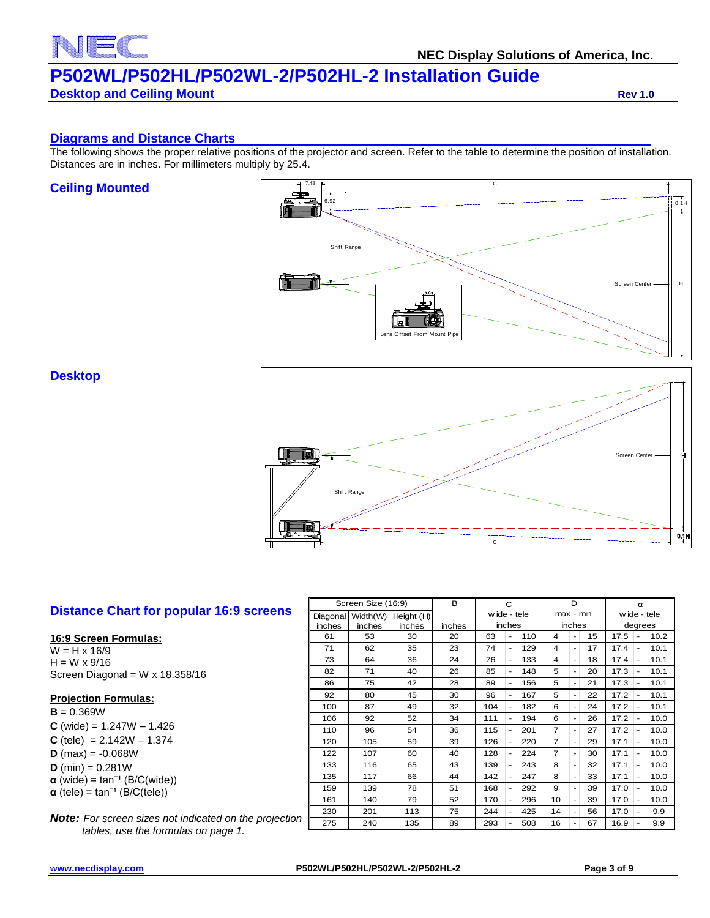## Diagrams and Distance Charts

The following shows the proper relative positions of the projector and screen. Refer to the table to determine the position of installation. Distances are in inches. For millimeters multiply by 25.4.

### Ceiling Mounted

7.48 · C · 6.92 · 0.1H · Shift Range · Screen Center · H · 4.04 · Lens Offset From Mount Pipe

### Desktop

Screen Center · H · Shift Range · 0.1H · C

### Distance Chart for popular 16:9 screens

**16:9 Screen Formulas:**

W = H x 16/9
H = W x 9/16
Screen Diagonal = W x 18.358/16

**Projection Formulas:**

**B** = 0.369W
**C** (wide) = 1.247W – 1.426
**C** (tele) = 2.142W – 1.374
**D** (max) = -0.068W
**D** (min) = 0.281W
**α** (wide) = $\tan^{-1}$ (B/C(wide))
**α** (tele) = $\tan^{-1}$ (B/C(tele))

***Note:*** *For screen sizes not indicated on the projection tables, use the formulas on page 1.*

| Screen Size (16:9) | | | B | C | | | D | | | α | | |
|---|---|---|---|---|---|---|---|---|---|---|---|---|
| Diagonal | Width(W) | Height (H) | | wide - tele | | | max - min | | | wide - tele | | |
| inches | inches | inches | inches | inches | | | inches | | | degrees | | |
| 61 | 53 | 30 | 20 | 63 | - | 110 | 4 | - | 15 | 17.5 | - | 10.2 |
| 71 | 62 | 35 | 23 | 74 | - | 129 | 4 | - | 17 | 17.4 | - | 10.1 |
| 73 | 64 | 36 | 24 | 76 | - | 133 | 4 | - | 18 | 17.4 | - | 10.1 |
| 82 | 71 | 40 | 26 | 85 | - | 148 | 5 | - | 20 | 17.3 | - | 10.1 |
| 86 | 75 | 42 | 28 | 89 | - | 156 | 5 | - | 21 | 17.3 | - | 10.1 |
| 92 | 80 | 45 | 30 | 96 | - | 167 | 5 | - | 22 | 17.2 | - | 10.1 |
| 100 | 87 | 49 | 32 | 104 | - | 182 | 6 | - | 24 | 17.2 | - | 10.1 |
| 106 | 92 | 52 | 34 | 111 | - | 194 | 6 | - | 26 | 17.2 | - | 10.0 |
| 110 | 96 | 54 | 36 | 115 | - | 201 | 7 | - | 27 | 17.2 | - | 10.0 |
| 120 | 105 | 59 | 39 | 126 | - | 220 | 7 | - | 29 | 17.1 | - | 10.0 |
| 122 | 107 | 60 | 40 | 128 | - | 224 | 7 | - | 30 | 17.1 | - | 10.0 |
| 133 | 116 | 65 | 43 | 139 | - | 243 | 8 | - | 32 | 17.1 | - | 10.0 |
| 135 | 117 | 66 | 44 | 142 | - | 247 | 8 | - | 33 | 17.1 | - | 10.0 |
| 159 | 139 | 78 | 51 | 168 | - | 292 | 9 | - | 39 | 17.0 | - | 10.0 |
| 161 | 140 | 79 | 52 | 170 | - | 296 | 10 | - | 39 | 17.0 | - | 10.0 |
| 230 | 201 | 113 | 75 | 244 | - | 425 | 14 | - | 56 | 17.0 | - | 9.9 |
| 275 | 240 | 135 | 89 | 293 | - | 508 | 16 | - | 67 | 16.9 | - | 9.9 |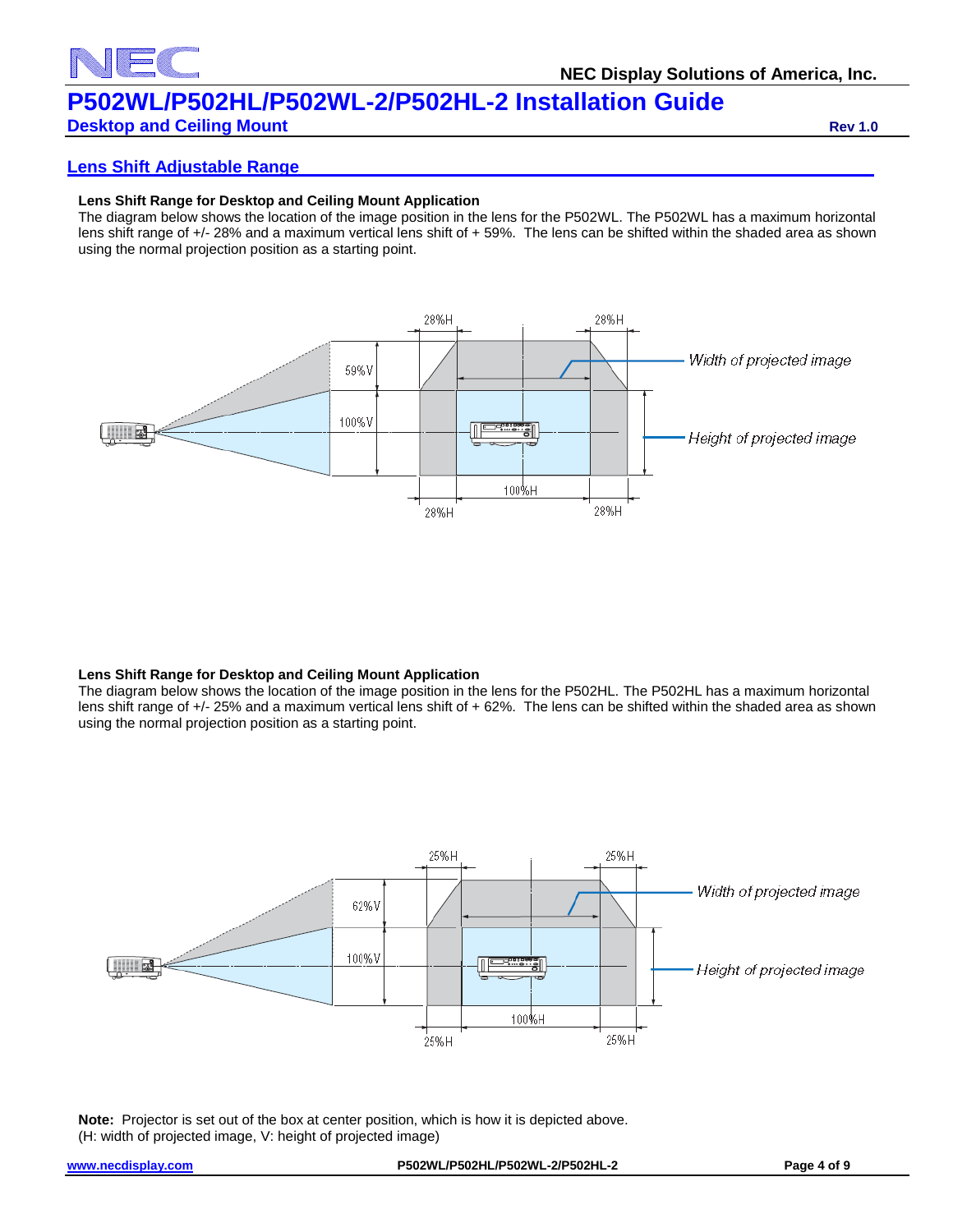## Lens Shift Adjustable Range

**Lens Shift Range for Desktop and Ceiling Mount Application**

The diagram below shows the location of the image position in the lens for the P502WL. The P502WL has a maximum horizontal lens shift range of +/- 28% and a maximum vertical lens shift of + 59%. The lens can be shifted within the shaded area as shown using the normal projection position as a starting point.

**Lens Shift Range for Desktop and Ceiling Mount Application**

The diagram below shows the location of the image position in the lens for the P502HL. The P502HL has a maximum horizontal lens shift range of +/- 25% and a maximum vertical lens shift of + 62%. The lens can be shifted within the shaded area as shown using the normal projection position as a starting point.

**Note:** Projector is set out of the box at center position, which is how it is depicted above.
(H: width of projected image, V: height of projected image)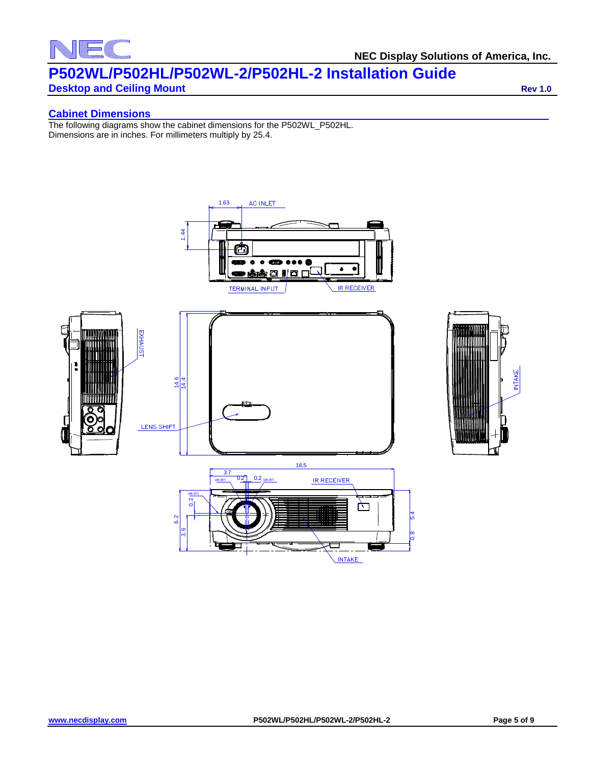# P502WL/P502HL/P502WL-2/P502HL-2 Installation Guide

## Desktop and Ceiling Mount

Rev 1.0

### Cabinet Dimensions

The following diagrams show the cabinet dimensions for the P502WL_P502HL.
Dimensions are in inches. For millimeters multiply by 25.4.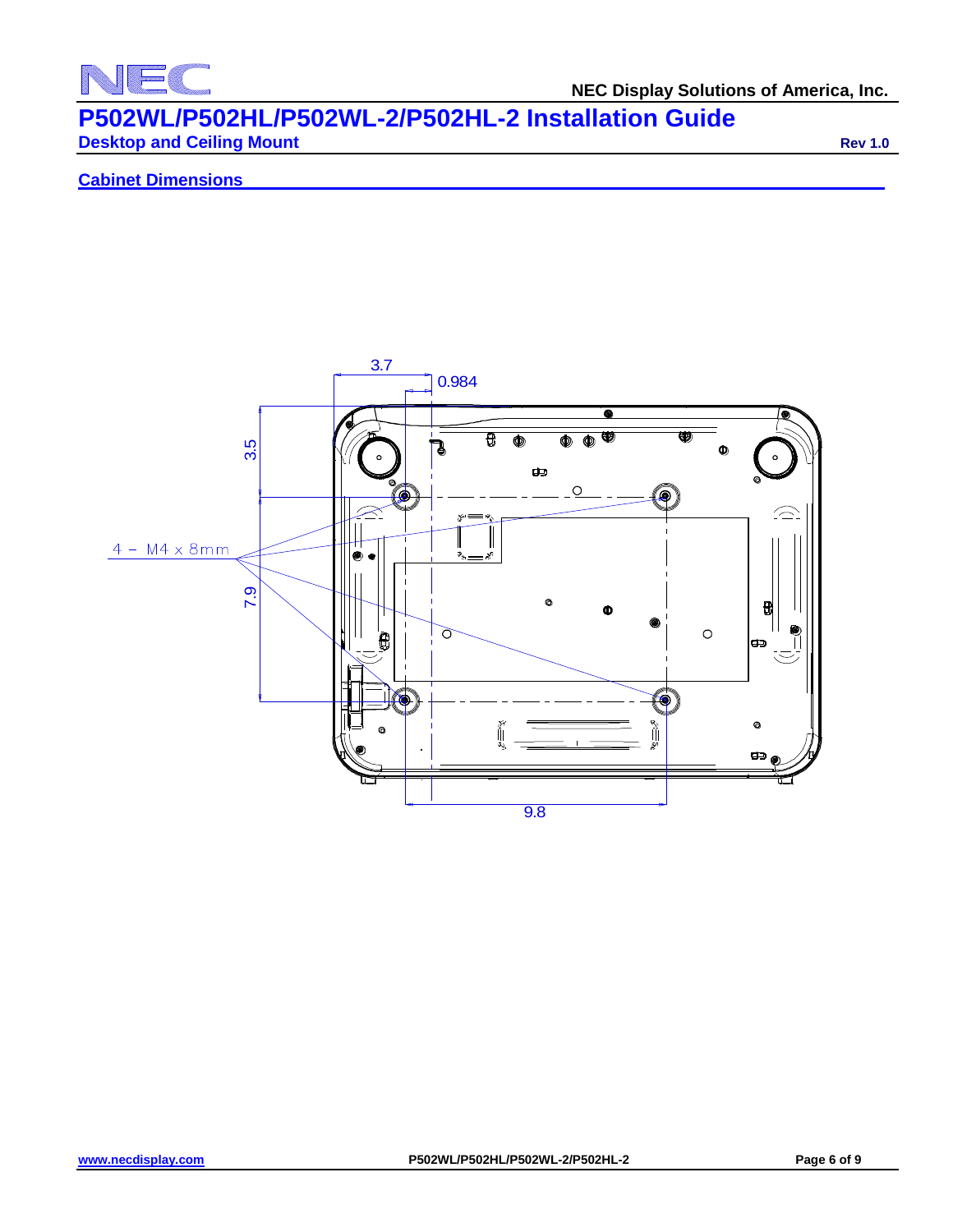## Cabinet Dimensions

3.7

0.984

3.5

4 – M4 x 8mm

7.9

9.8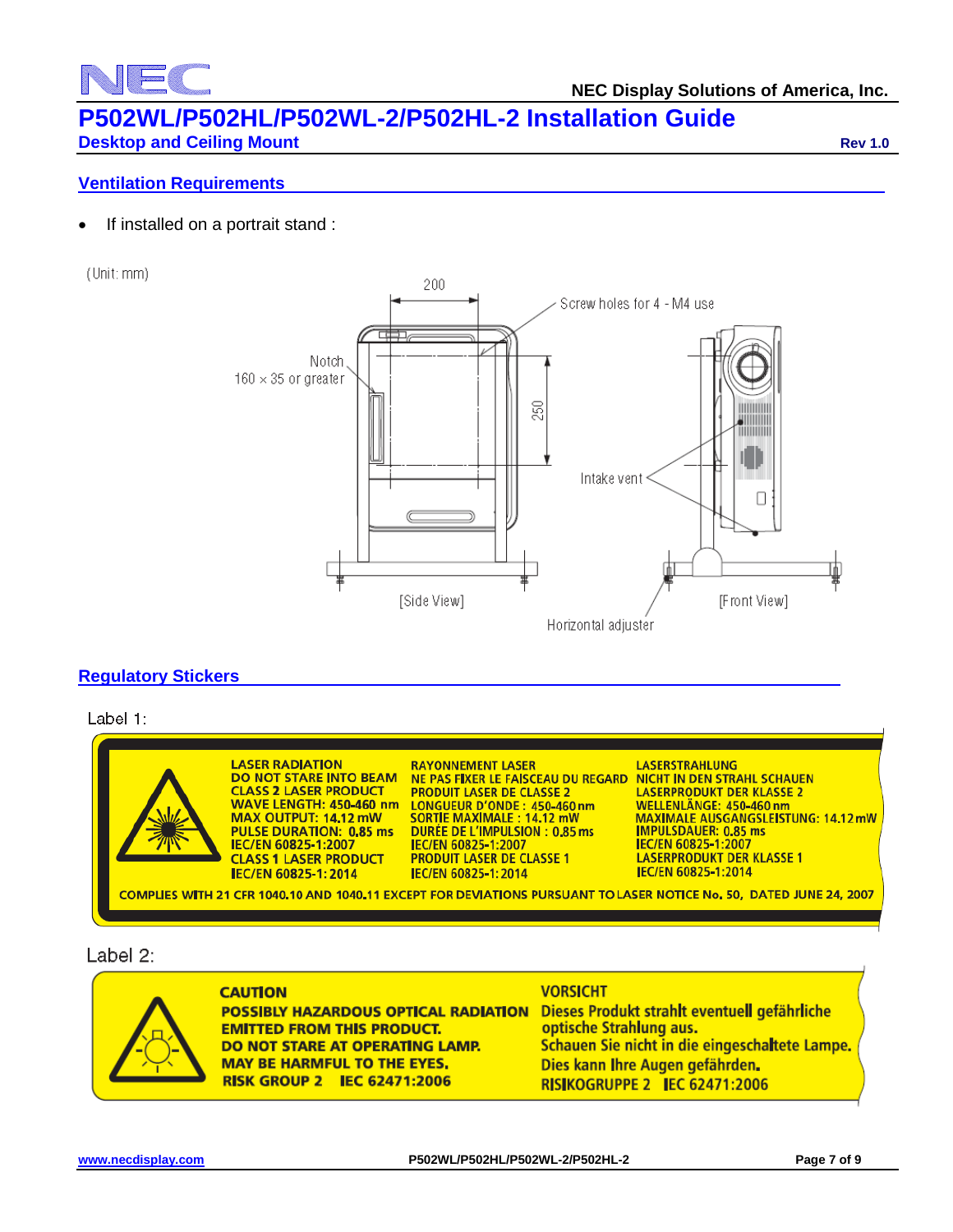## Ventilation Requirements

- If installed on a portrait stand :

(Unit: mm)

200

Screw holes for 4 - M4 use

Notch
160 × 35 or greater

250

Intake vent

[Side View]

[Front View]

Horizontal adjuster

## Regulatory Stickers

Label 1:

LASER RADIATION
DO NOT STARE INTO BEAM
CLASS 2 LASER PRODUCT
WAVE LENGTH: 450-460 nm
MAX OUTPUT: 14.12 mW
PULSE DURATION: 0.85 ms
IEC/EN 60825-1:2007
CLASS 1 LASER PRODUCT
IEC/EN 60825-1: 2014

RAYONNEMENT LASER
NE PAS FIXER LE FAISCEAU DU REGARD
PRODUIT LASER DE CLASSE 2
LONGUEUR D'ONDE : 450-460 nm
SORTIE MAXIMALE : 14.12 mW
DURÉE DE L'IMPULSION : 0.85 ms
IEC/EN 60825-1:2007
PRODUIT LASER DE CLASSE 1
IEC/EN 60825-1: 2014

LASERSTRAHLUNG
NICHT IN DEN STRAHL SCHAUEN
LASERPRODUKT DER KLASSE 2
WELLENLÄNGE: 450-460 nm
MAXIMALE AUSGANGSLEISTUNG: 14.12 mW
IMPULSDAUER: 0.85 ms
IEC/EN 60825-1:2007
LASERPRODUKT DER KLASSE 1
IEC/EN 60825-1:2014

COMPLIES WITH 21 CFR 1040.10 AND 1040.11 EXCEPT FOR DEVIATIONS PURSUANT TO LASER NOTICE No. 50, DATED JUNE 24, 2007

Label 2:

CAUTION
POSSIBLY HAZARDOUS OPTICAL RADIATION EMITTED FROM THIS PRODUCT.
DO NOT STARE AT OPERATING LAMP.
MAY BE HARMFUL TO THE EYES.
RISK GROUP 2 IEC 62471:2006

VORSICHT
Dieses Produkt strahlt eventuell gefährliche optische Strahlung aus.
Schauen Sie nicht in die eingeschaltete Lampe.
Dies kann Ihre Augen gefährden.
RISIKOGRUPPE 2 IEC 62471:2006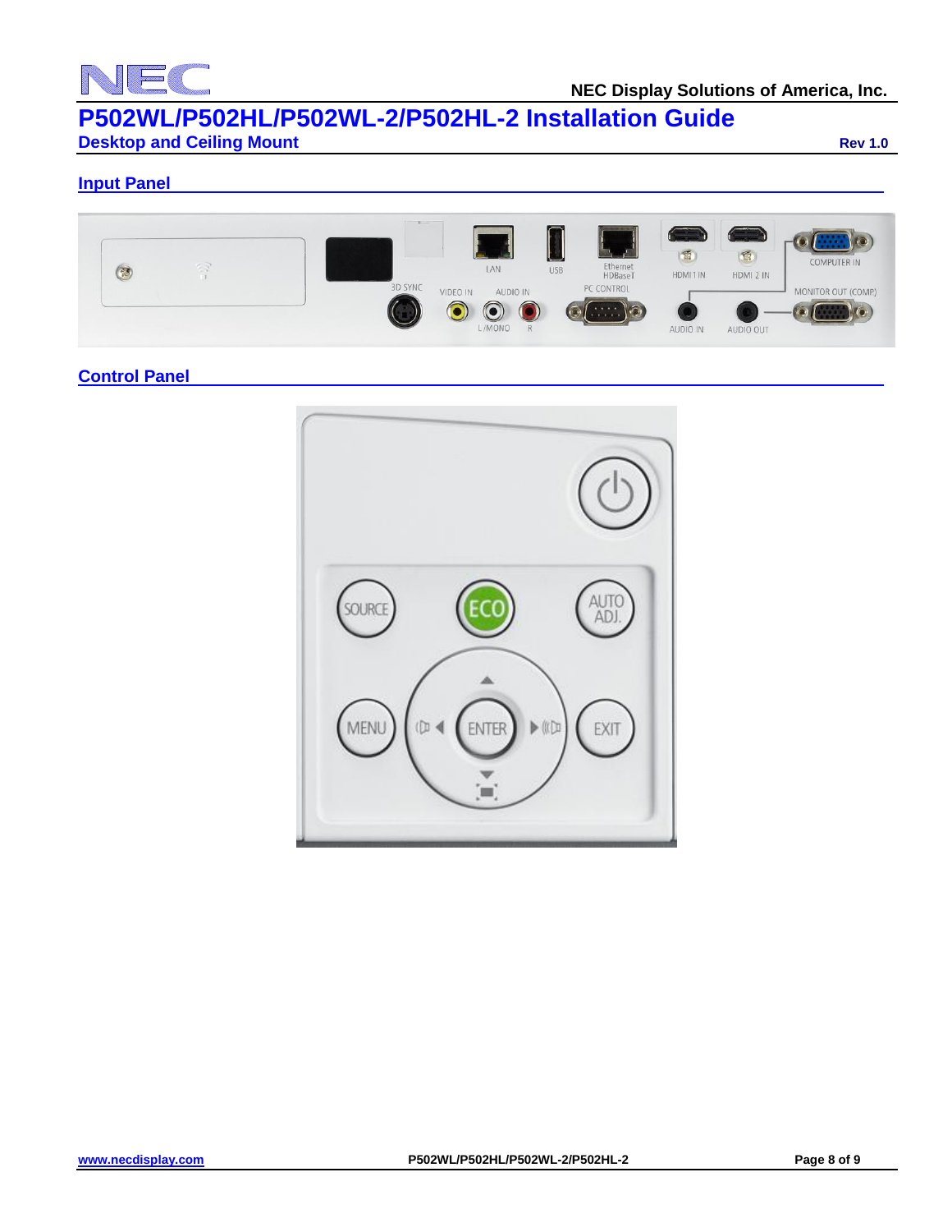## Input Panel

## Control Panel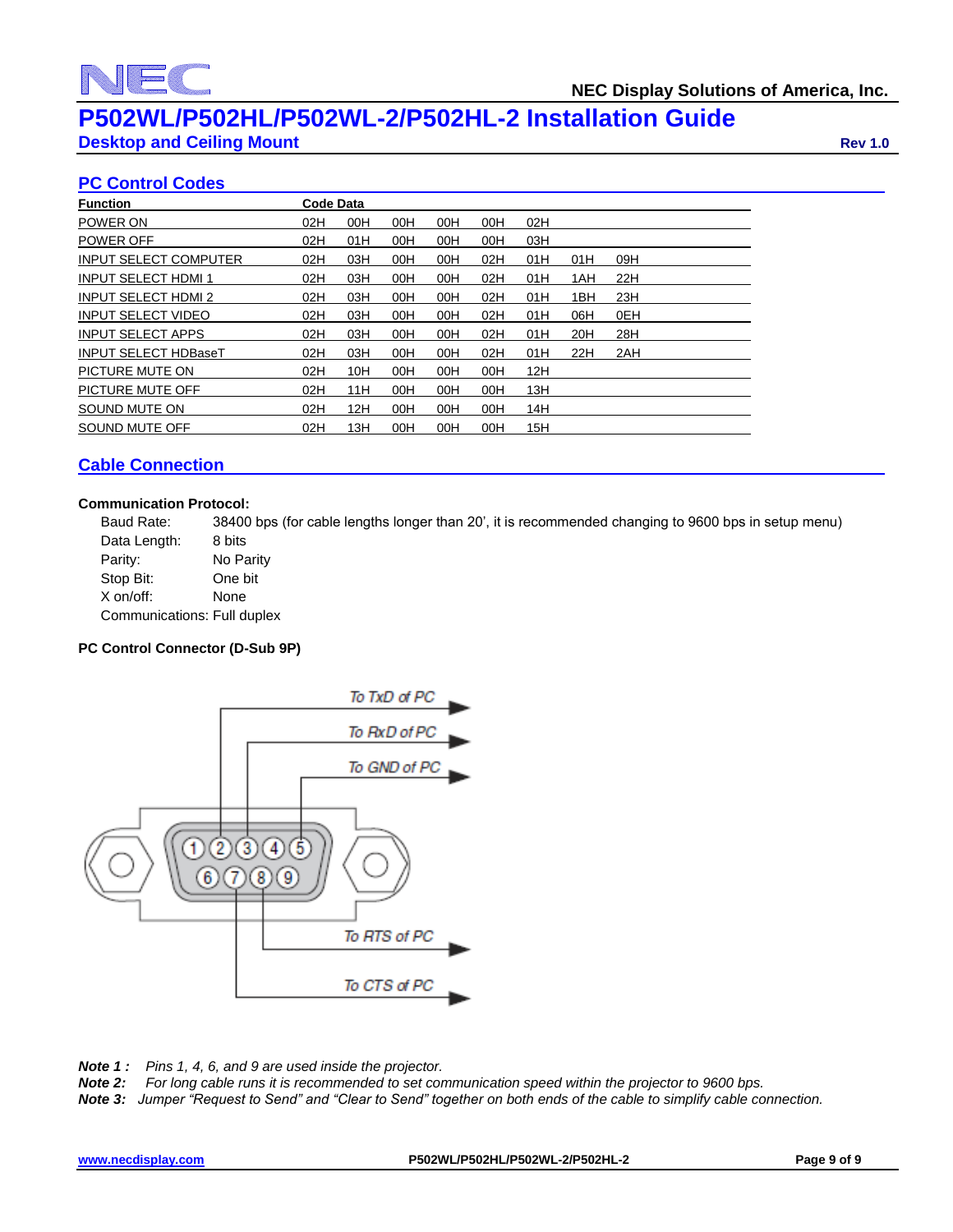## PC Control Codes

| Function | Code Data | | | | | | | |
|---|---|---|---|---|---|---|---|---|
| POWER ON | 02H | 00H | 00H | 00H | 00H | 02H | | |
| POWER OFF | 02H | 01H | 00H | 00H | 00H | 03H | | |
| INPUT SELECT COMPUTER | 02H | 03H | 00H | 00H | 02H | 01H | 01H | 09H |
| INPUT SELECT HDMI 1 | 02H | 03H | 00H | 00H | 02H | 01H | 1AH | 22H |
| INPUT SELECT HDMI 2 | 02H | 03H | 00H | 00H | 02H | 01H | 1BH | 23H |
| INPUT SELECT VIDEO | 02H | 03H | 00H | 00H | 02H | 01H | 06H | 0EH |
| INPUT SELECT APPS | 02H | 03H | 00H | 00H | 02H | 01H | 20H | 28H |
| INPUT SELECT HDBaseT | 02H | 03H | 00H | 00H | 02H | 01H | 22H | 2AH |
| PICTURE MUTE ON | 02H | 10H | 00H | 00H | 00H | 12H | | |
| PICTURE MUTE OFF | 02H | 11H | 00H | 00H | 00H | 13H | | |
| SOUND MUTE ON | 02H | 12H | 00H | 00H | 00H | 14H | | |
| SOUND MUTE OFF | 02H | 13H | 00H | 00H | 00H | 15H | | |

## Cable Connection

**Communication Protocol:**

Baud Rate: 38400 bps (for cable lengths longer than 20', it is recommended changing to 9600 bps in setup menu)
Data Length: 8 bits
Parity: No Parity
Stop Bit: One bit
X on/off: None
Communications: Full duplex

**PC Control Connector (D-Sub 9P)**

To TxD of PC
To RxD of PC
To GND of PC
1 2 3 4 5
6 7 8 9
To RTS of PC
To CTS of PC

***Note 1 :*** *Pins 1, 4, 6, and 9 are used inside the projector.*
***Note 2:*** *For long cable runs it is recommended to set communication speed within the projector to 9600 bps.*
***Note 3:*** *Jumper "Request to Send" and "Clear to Send" together on both ends of the cable to simplify cable connection.*